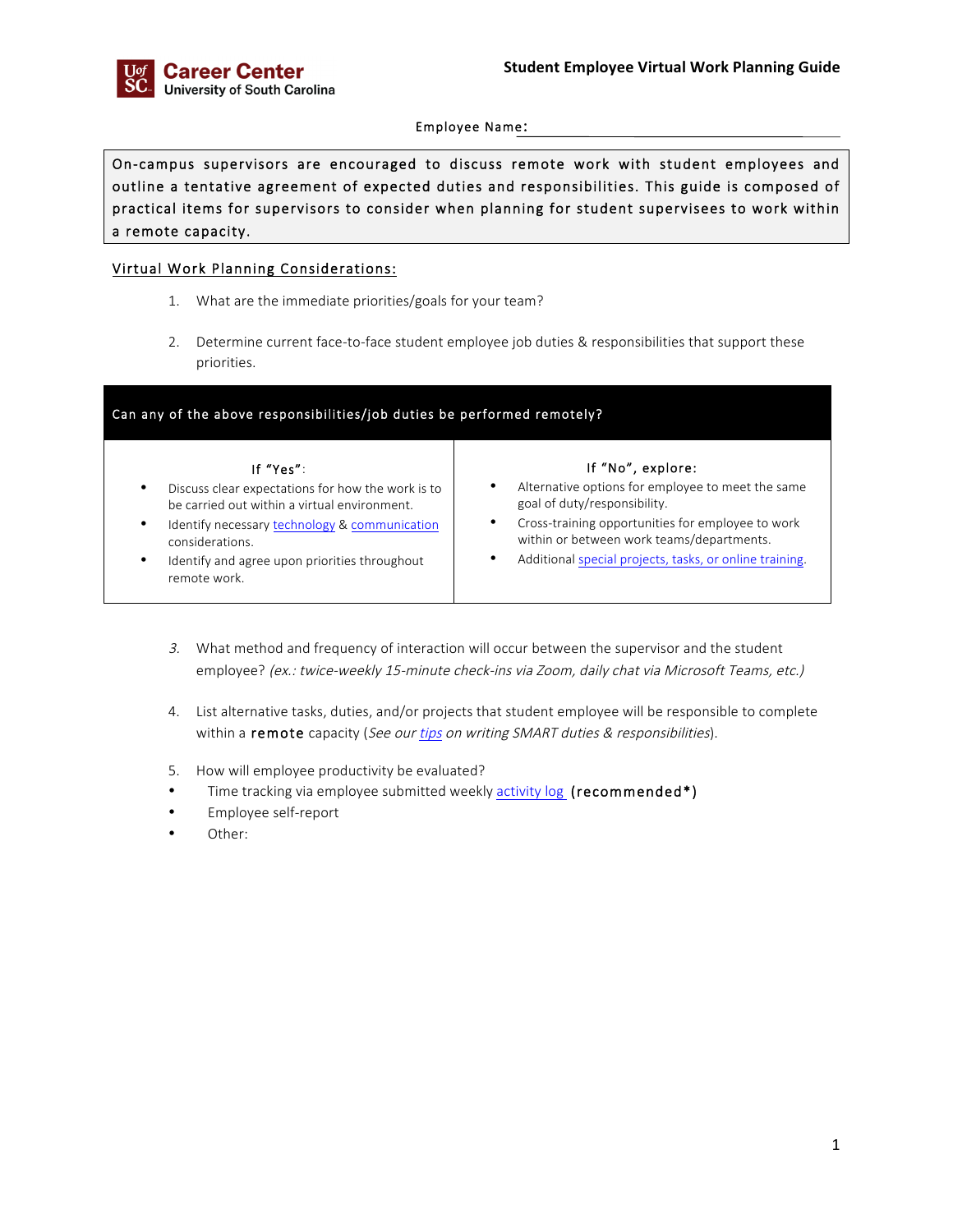**Career Center**
**University of South Carolina**

# Student Employee Virtual Work Planning Guide

Employee Name: ______________________________

On-campus supervisors are encouraged to discuss remote work with student employees and outline a tentative agreement of expected duties and responsibilities. This guide is composed of practical items for supervisors to consider when planning for student supervisees to work within a remote capacity.

## Virtual Work Planning Considerations:

1. What are the immediate priorities/goals for your team?

2. Determine current face-to-face student employee job duties & responsibilities that support these priorities.

| Can any of the above responsibilities/job duties be performed remotely? | |
|---|---|
| **If "Yes":**<br>• Discuss clear expectations for how the work is to be carried out within a virtual environment.<br>• Identify necessary technology & communication considerations.<br>• Identify and agree upon priorities throughout remote work. | **If "No", explore:**<br>• Alternative options for employee to meet the same goal of duty/responsibility.<br>• Cross-training opportunities for employee to work within or between work teams/departments.<br>• Additional special projects, tasks, or online training. |

3. What method and frequency of interaction will occur between the supervisor and the student employee? *(ex.: twice-weekly 15-minute check-ins via Zoom, daily chat via Microsoft Teams, etc.)*

4. List alternative tasks, duties, and/or projects that student employee will be responsible to complete within a remote capacity (*See our tips on writing SMART duties & responsibilities*).

5. How will employee productivity be evaluated?
   - Time tracking via employee submitted weekly activity log (recommended*)
   - Employee self-report
   - Other: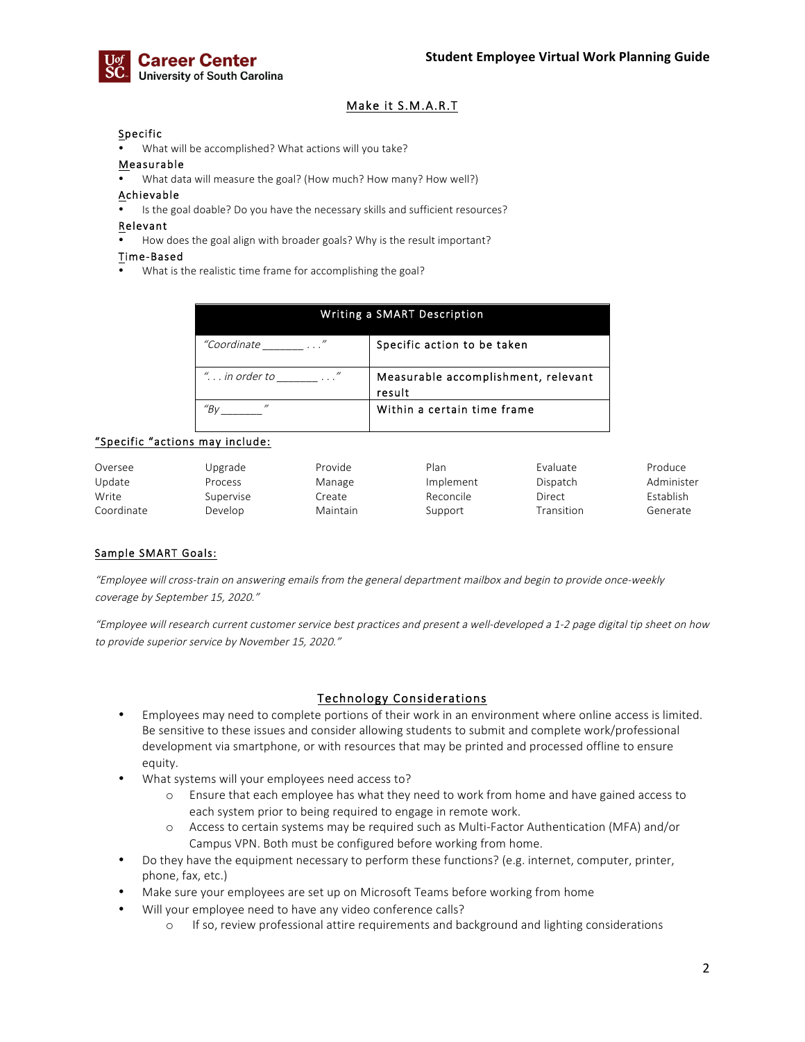## Make it S.M.A.R.T

**Specific**
- What will be accomplished? What actions will you take?

**Measurable**
- What data will measure the goal? (How much? How many? How well?)

**Achievable**
- Is the goal doable? Do you have the necessary skills and sufficient resources?

**Relevant**
- How does the goal align with broader goals? Why is the result important?

**Time-Based**
- What is the realistic time frame for accomplishing the goal?

| Writing a SMART Description | |
|---|---|
| *"Coordinate _______ . . ."* | Specific action to be taken |
| *". . . in order to _______ . . ."* | Measurable accomplishment, relevant result |
| *"By _______"* | Within a certain time frame |

### "Specific "actions may include:

| | | | | | |
|---|---|---|---|---|---|
| Oversee | Upgrade | Provide | Plan | Evaluate | Produce |
| Update | Process | Manage | Implement | Dispatch | Administer |
| Write | Supervise | Create | Reconcile | Direct | Establish |
| Coordinate | Develop | Maintain | Support | Transition | Generate |

### Sample SMART Goals:

*"Employee will cross-train on answering emails from the general department mailbox and begin to provide once-weekly coverage by September 15, 2020."*

*"Employee will research current customer service best practices and present a well-developed a 1-2 page digital tip sheet on how to provide superior service by November 15, 2020."*

## Technology Considerations

- Employees may need to complete portions of their work in an environment where online access is limited. Be sensitive to these issues and consider allowing students to submit and complete work/professional development via smartphone, or with resources that may be printed and processed offline to ensure equity.
- What systems will your employees need access to?
  - Ensure that each employee has what they need to work from home and have gained access to each system prior to being required to engage in remote work.
  - Access to certain systems may be required such as Multi-Factor Authentication (MFA) and/or Campus VPN. Both must be configured before working from home.
- Do they have the equipment necessary to perform these functions? (e.g. internet, computer, printer, phone, fax, etc.)
- Make sure your employees are set up on Microsoft Teams before working from home
- Will your employee need to have any video conference calls?
  - If so, review professional attire requirements and background and lighting considerations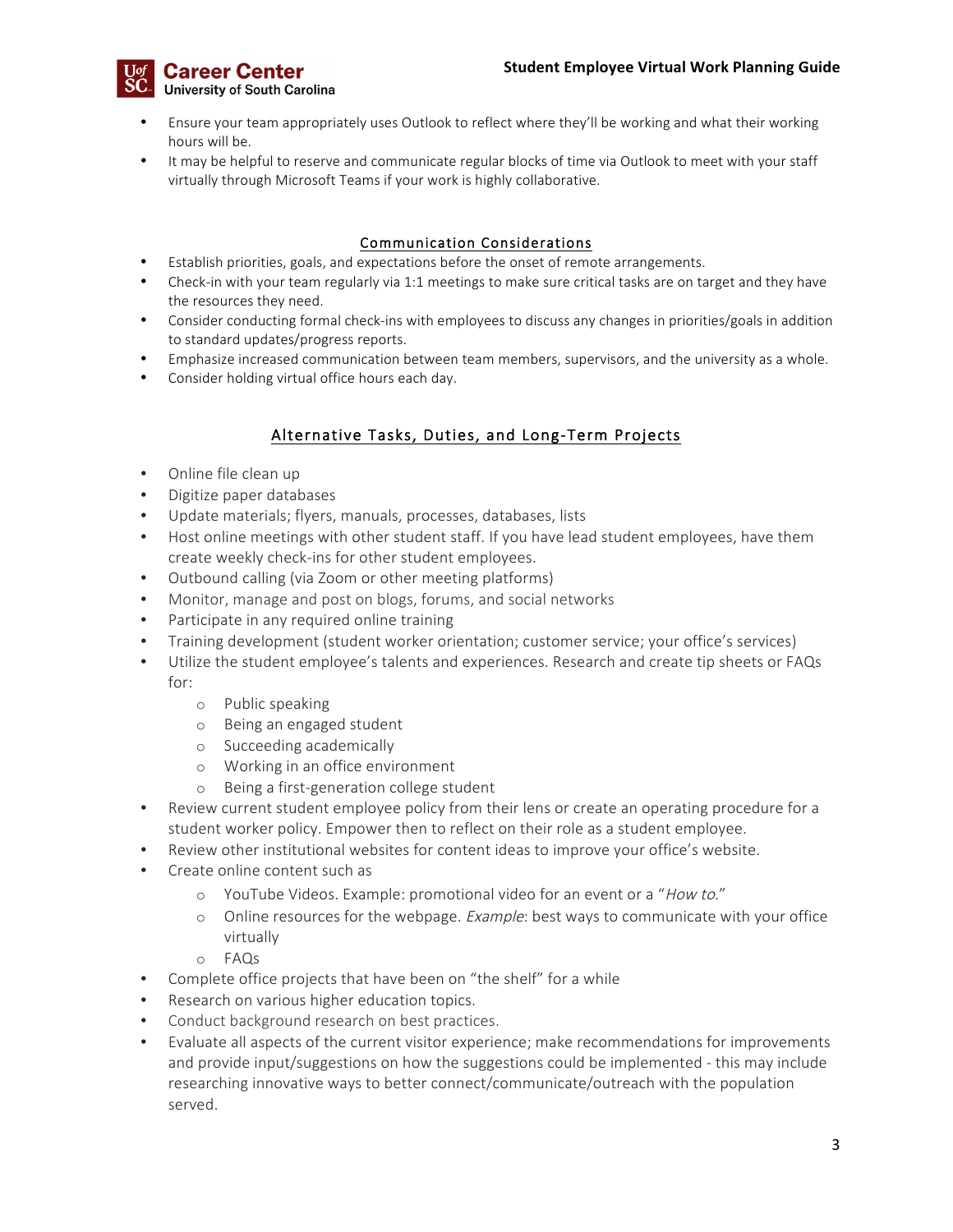- Ensure your team appropriately uses Outlook to reflect where they'll be working and what their working hours will be.
- It may be helpful to reserve and communicate regular blocks of time via Outlook to meet with your staff virtually through Microsoft Teams if your work is highly collaborative.

## Communication Considerations

- Establish priorities, goals, and expectations before the onset of remote arrangements.
- Check-in with your team regularly via 1:1 meetings to make sure critical tasks are on target and they have the resources they need.
- Consider conducting formal check-ins with employees to discuss any changes in priorities/goals in addition to standard updates/progress reports.
- Emphasize increased communication between team members, supervisors, and the university as a whole.
- Consider holding virtual office hours each day.

## Alternative Tasks, Duties, and Long-Term Projects

- Online file clean up
- Digitize paper databases
- Update materials; flyers, manuals, processes, databases, lists
- Host online meetings with other student staff. If you have lead student employees, have them create weekly check-ins for other student employees.
- Outbound calling (via Zoom or other meeting platforms)
- Monitor, manage and post on blogs, forums, and social networks
- Participate in any required online training
- Training development (student worker orientation; customer service; your office's services)
- Utilize the student employee's talents and experiences. Research and create tip sheets or FAQs for:
  - Public speaking
  - Being an engaged student
  - Succeeding academically
  - Working in an office environment
  - Being a first-generation college student
- Review current student employee policy from their lens or create an operating procedure for a student worker policy. Empower then to reflect on their role as a student employee.
- Review other institutional websites for content ideas to improve your office's website.
- Create online content such as
  - YouTube Videos. Example: promotional video for an event or a "*How to*."
  - Online resources for the webpage. *Example*: best ways to communicate with your office virtually
  - FAQs
- Complete office projects that have been on "the shelf" for a while
- Research on various higher education topics.
- Conduct background research on best practices.
- Evaluate all aspects of the current visitor experience; make recommendations for improvements and provide input/suggestions on how the suggestions could be implemented - this may include researching innovative ways to better connect/communicate/outreach with the population served.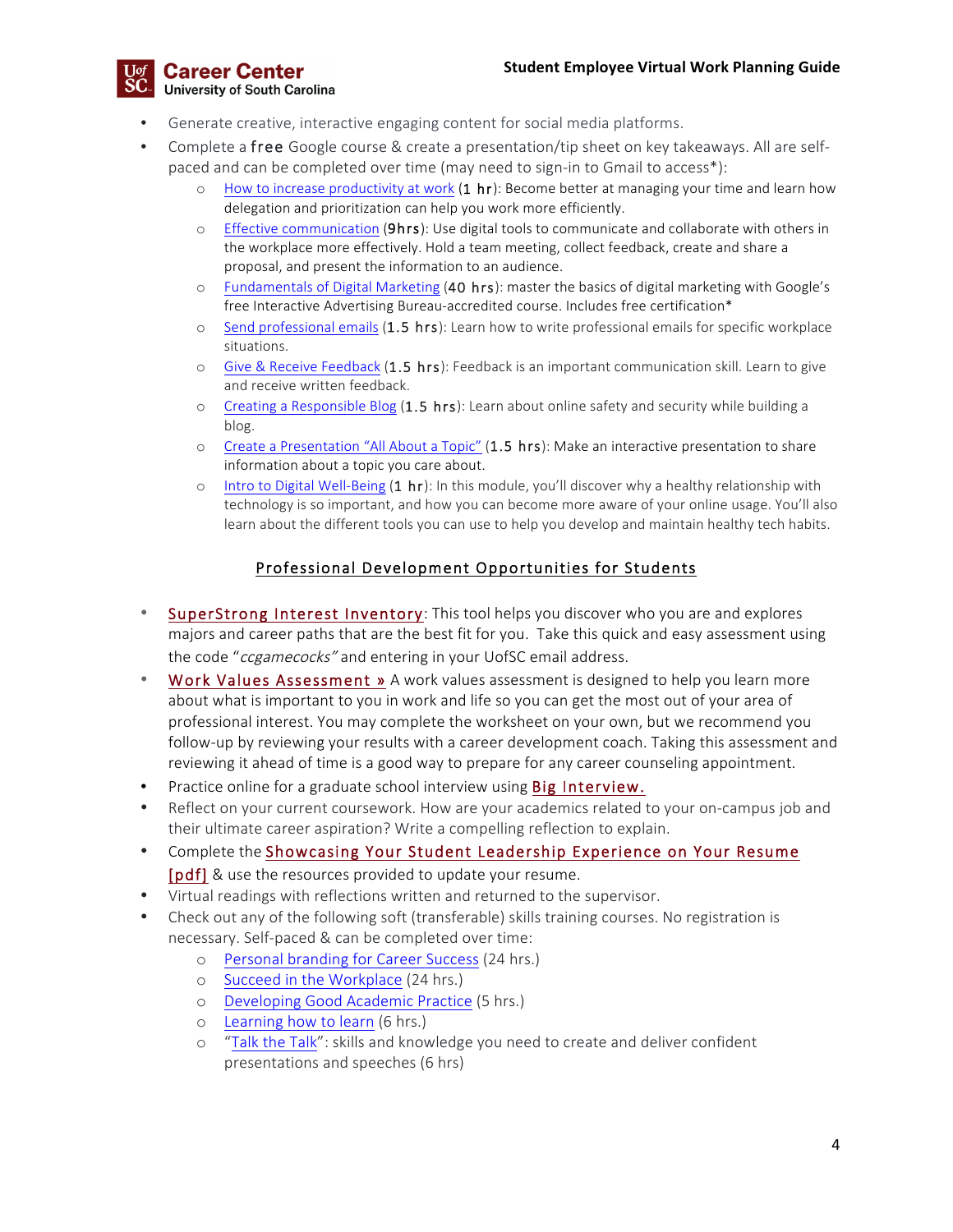- Generate creative, interactive engaging content for social media platforms.
- Complete a free Google course & create a presentation/tip sheet on key takeaways. All are self-paced and can be completed over time (may need to sign-in to Gmail to access*):
  - How to increase productivity at work (1 hr): Become better at managing your time and learn how delegation and prioritization can help you work more efficiently.
  - Effective communication (9hrs): Use digital tools to communicate and collaborate with others in the workplace more effectively. Hold a team meeting, collect feedback, create and share a proposal, and present the information to an audience.
  - Fundamentals of Digital Marketing (40 hrs): master the basics of digital marketing with Google's free Interactive Advertising Bureau-accredited course. Includes free certification*
  - Send professional emails (1.5 hrs): Learn how to write professional emails for specific workplace situations.
  - Give & Receive Feedback (1.5 hrs): Feedback is an important communication skill. Learn to give and receive written feedback.
  - Creating a Responsible Blog (1.5 hrs): Learn about online safety and security while building a blog.
  - Create a Presentation "All About a Topic" (1.5 hrs): Make an interactive presentation to share information about a topic you care about.
  - Intro to Digital Well-Being (1 hr): In this module, you'll discover why a healthy relationship with technology is so important, and how you can become more aware of your online usage. You'll also learn about the different tools you can use to help you develop and maintain healthy tech habits.

## Professional Development Opportunities for Students

- SuperStrong Interest Inventory: This tool helps you discover who you are and explores majors and career paths that are the best fit for you. Take this quick and easy assessment using the code "*ccgamecocks*" and entering in your UofSC email address.
- Work Values Assessment » A work values assessment is designed to help you learn more about what is important to you in work and life so you can get the most out of your area of professional interest. You may complete the worksheet on your own, but we recommend you follow-up by reviewing your results with a career development coach. Taking this assessment and reviewing it ahead of time is a good way to prepare for any career counseling appointment.
- Practice online for a graduate school interview using Big Interview.
- Reflect on your current coursework. How are your academics related to your on-campus job and their ultimate career aspiration? Write a compelling reflection to explain.
- Complete the Showcasing Your Student Leadership Experience on Your Resume [pdf] & use the resources provided to update your resume.
- Virtual readings with reflections written and returned to the supervisor.
- Check out any of the following soft (transferable) skills training courses. No registration is necessary. Self-paced & can be completed over time:
  - Personal branding for Career Success (24 hrs.)
  - Succeed in the Workplace (24 hrs.)
  - Developing Good Academic Practice (5 hrs.)
  - Learning how to learn (6 hrs.)
  - "Talk the Talk": skills and knowledge you need to create and deliver confident presentations and speeches (6 hrs)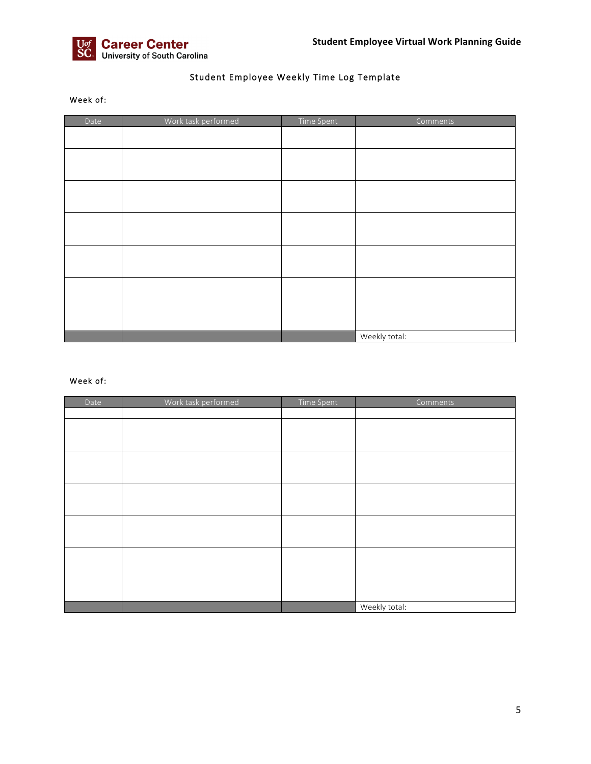## Student Employee Weekly Time Log Template

Week of:

| Date | Work task performed | Time Spent | Comments |
|---|---|---|---|
| | | | |
| | | | |
| | | | |
| | | | |
| | | | |
| | | | |
| | | | Weekly total: |

Week of:

| Date | Work task performed | Time Spent | Comments |
|---|---|---|---|
| | | | |
| | | | |
| | | | |
| | | | |
| | | | |
| | | | |
| | | | Weekly total: |